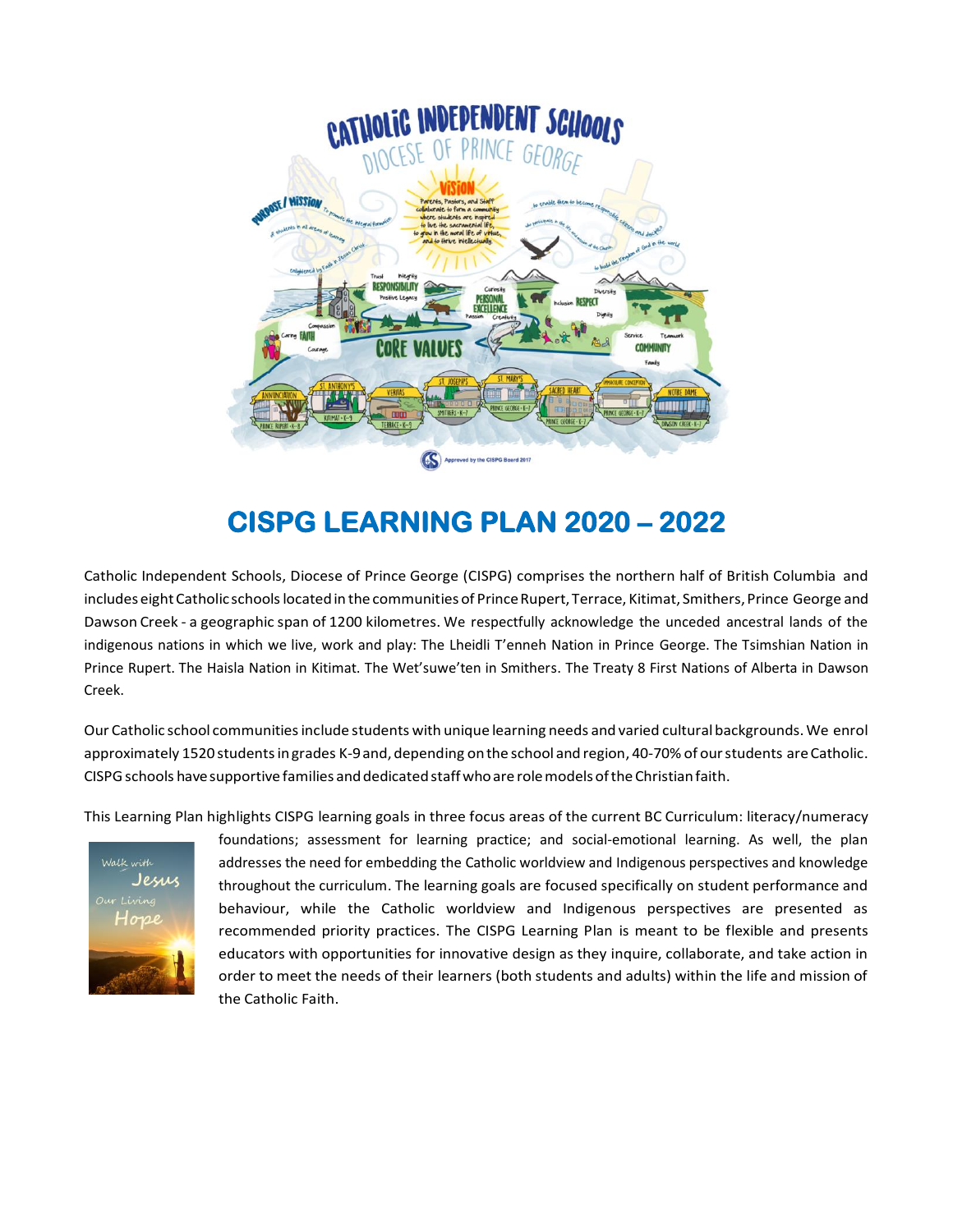# CISPG LEARNING PLAN 2020 – 2022

Catholic Independent Schools, Diocese of Prince George (CISPG) comprises the northern half of British Columbia and includes eight Catholic schools located in the communities of Prince Rupert, Terrace, Kitimat, Smithers, Prince George and Dawson Creek - a geographic span of 1200 kilometres. We respectfully acknowledge the unceded ancestral lands of the indigenous nations in which we live, work and play: The Lheidli T'enneh Nation in Prince George. The Tsimshian Nation in Prince Rupert. The Haisla Nation in Kitimat. The Wet'suwe'ten in Smithers. The Treaty 8 First Nations of Alberta in Dawson Creek.

Our Catholic school communities include students with unique learning needs and varied cultural backgrounds. We enrol approximately 1520 students in grades K-9 and, depending on the school and region, 40-70% of our students are Catholic. CISPG schools have supportive families and dedicated staff who are role models of the Christian faith.

This Learning Plan highlights CISPG learning goals in three focus areas of the current BC Curriculum: literacy/numeracy foundations; assessment for learning practice; and social-emotional learning. As well, the plan addresses the need for embedding the Catholic worldview and Indigenous perspectives and knowledge throughout the curriculum. The learning goals are focused specifically on student performance and behaviour, while the Catholic worldview and Indigenous perspectives are presented as recommended priority practices. The CISPG Learning Plan is meant to be flexible and presents educators with opportunities for innovative design as they inquire, collaborate, and take action in order to meet the needs of their learners (both students and adults) within the life and mission of the Catholic Faith.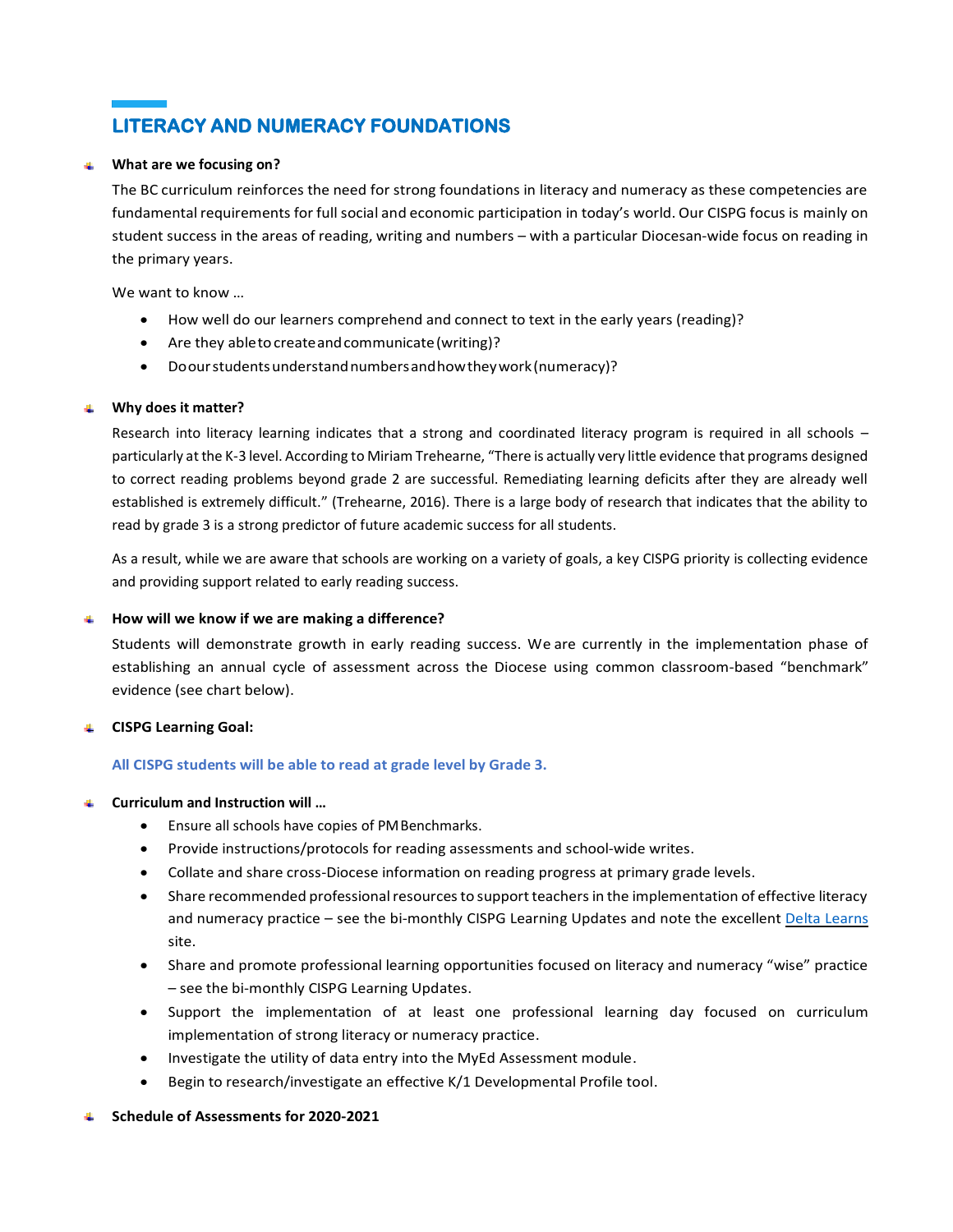## LITERACY AND NUMERACY FOUNDATIONS

- **What are we focusing on?**

  The BC curriculum reinforces the need for strong foundations in literacy and numeracy as these competencies are fundamental requirements for full social and economic participation in today's world. Our CISPG focus is mainly on student success in the areas of reading, writing and numbers – with a particular Diocesan-wide focus on reading in the primary years.

  We want to know …

  - How well do our learners comprehend and connect to text in the early years (reading)?
  - Are they able to create and communicate (writing)?
  - Do our students understand numbers and how they work (numeracy)?

- **Why does it matter?**

  Research into literacy learning indicates that a strong and coordinated literacy program is required in all schools – particularly at the K-3 level. According to Miriam Trehearne, "There is actually very little evidence that programs designed to correct reading problems beyond grade 2 are successful. Remediating learning deficits after they are already well established is extremely difficult." (Trehearne, 2016). There is a large body of research that indicates that the ability to read by grade 3 is a strong predictor of future academic success for all students.

  As a result, while we are aware that schools are working on a variety of goals, a key CISPG priority is collecting evidence and providing support related to early reading success.

- **How will we know if we are making a difference?**

  Students will demonstrate growth in early reading success. We are currently in the implementation phase of establishing an annual cycle of assessment across the Diocese using common classroom-based "benchmark" evidence (see chart below).

- **CISPG Learning Goal:**

  **All CISPG students will be able to read at grade level by Grade 3.**

- **Curriculum and Instruction will …**

  - Ensure all schools have copies of PM Benchmarks.
  - Provide instructions/protocols for reading assessments and school-wide writes.
  - Collate and share cross-Diocese information on reading progress at primary grade levels.
  - Share recommended professional resources to support teachers in the implementation of effective literacy and numeracy practice – see the bi-monthly CISPG Learning Updates and note the excellent Delta Learns site.
  - Share and promote professional learning opportunities focused on literacy and numeracy "wise" practice – see the bi-monthly CISPG Learning Updates.
  - Support the implementation of at least one professional learning day focused on curriculum implementation of strong literacy or numeracy practice.
  - Investigate the utility of data entry into the MyEd Assessment module.
  - Begin to research/investigate an effective K/1 Developmental Profile tool.

- **Schedule of Assessments for 2020-2021**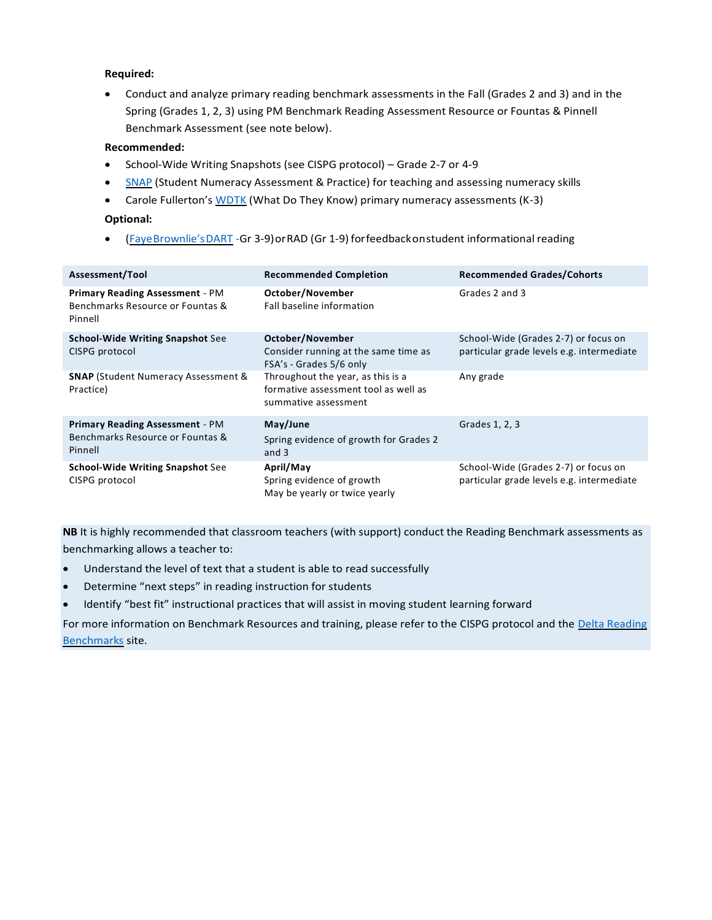**Required:**

- Conduct and analyze primary reading benchmark assessments in the Fall (Grades 2 and 3) and in the Spring (Grades 1, 2, 3) using PM Benchmark Reading Assessment Resource or Fountas & Pinnell Benchmark Assessment (see note below).

**Recommended:**

- School-Wide Writing Snapshots (see CISPG protocol) – Grade 2-7 or 4-9
- SNAP (Student Numeracy Assessment & Practice) for teaching and assessing numeracy skills
- Carole Fullerton's WDTK (What Do They Know) primary numeracy assessments (K-3)

**Optional:**

- (Faye Brownlie's DART -Gr 3-9) or RAD (Gr 1-9) for feedback on student informational reading

| Assessment/Tool | Recommended Completion | Recommended Grades/Cohorts |
|---|---|---|
| **Primary Reading Assessment** - PM Benchmarks Resource or Fountas & Pinnell | **October/November**<br>Fall baseline information | Grades 2 and 3 |
| **School-Wide Writing Snapshot** See CISPG protocol | **October/November**<br>Consider running at the same time as FSA's - Grades 5/6 only | School-Wide (Grades 2-7) or focus on particular grade levels e.g. intermediate |
| **SNAP** (Student Numeracy Assessment & Practice) | Throughout the year, as this is a formative assessment tool as well as summative assessment | Any grade |
| **Primary Reading Assessment** - PM Benchmarks Resource or Fountas & Pinnell | **May/June**<br>Spring evidence of growth for Grades 2 and 3 | Grades 1, 2, 3 |
| **School-Wide Writing Snapshot** See CISPG protocol | **April/May**<br>Spring evidence of growth<br>May be yearly or twice yearly | School-Wide (Grades 2-7) or focus on particular grade levels e.g. intermediate |

**NB** It is highly recommended that classroom teachers (with support) conduct the Reading Benchmark assessments as benchmarking allows a teacher to:

- Understand the level of text that a student is able to read successfully
- Determine "next steps" in reading instruction for students
- Identify "best fit" instructional practices that will assist in moving student learning forward

For more information on Benchmark Resources and training, please refer to the CISPG protocol and the Delta Reading Benchmarks site.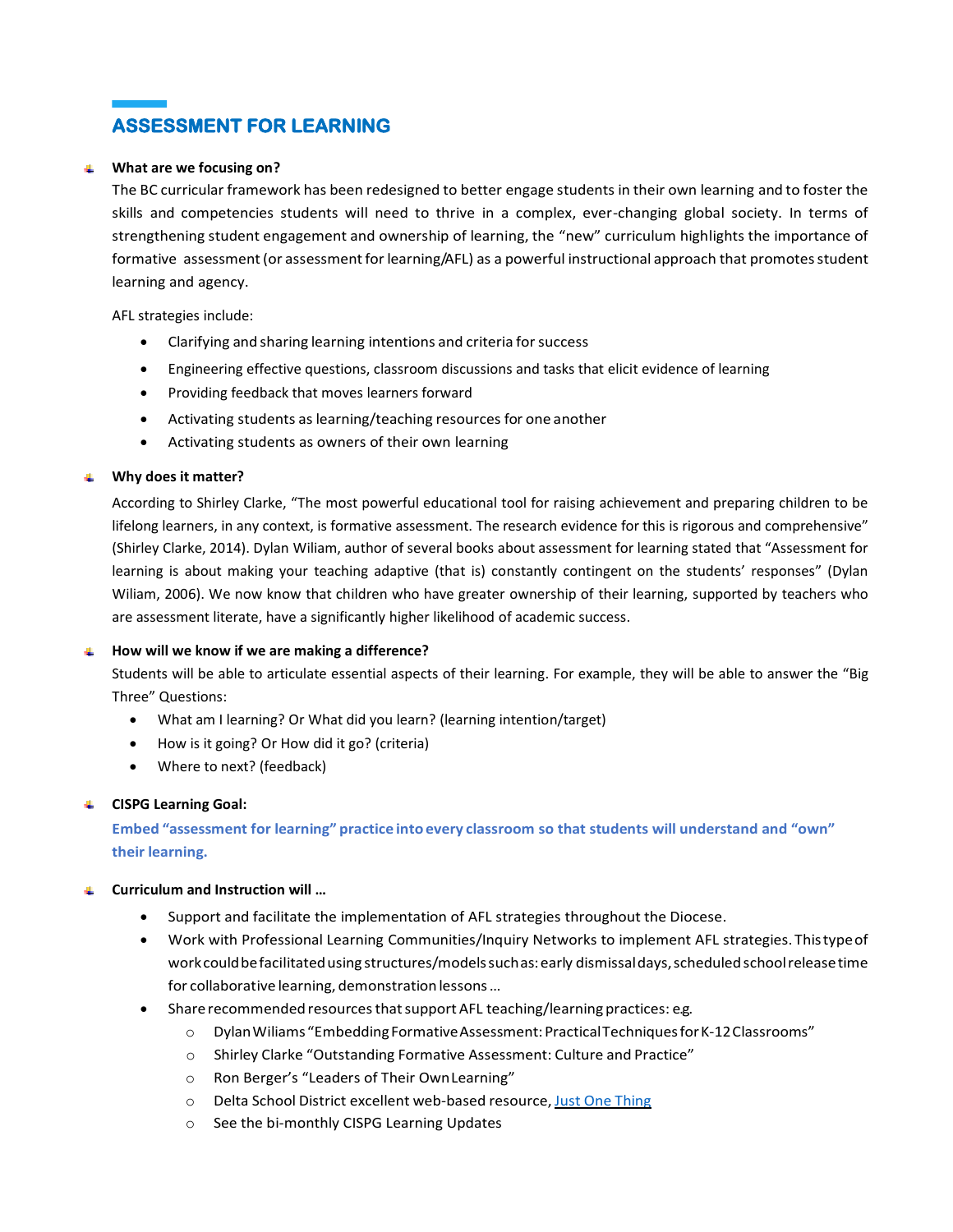## ASSESSMENT FOR LEARNING

- **What are we focusing on?**

  The BC curricular framework has been redesigned to better engage students in their own learning and to foster the skills and competencies students will need to thrive in a complex, ever-changing global society. In terms of strengthening student engagement and ownership of learning, the "new" curriculum highlights the importance of formative assessment (or assessment for learning/AFL) as a powerful instructional approach that promotes student learning and agency.

  AFL strategies include:

  - Clarifying and sharing learning intentions and criteria for success
  - Engineering effective questions, classroom discussions and tasks that elicit evidence of learning
  - Providing feedback that moves learners forward
  - Activating students as learning/teaching resources for one another
  - Activating students as owners of their own learning

- **Why does it matter?**

  According to Shirley Clarke, "The most powerful educational tool for raising achievement and preparing children to be lifelong learners, in any context, is formative assessment. The research evidence for this is rigorous and comprehensive" (Shirley Clarke, 2014). Dylan Wiliam, author of several books about assessment for learning stated that "Assessment for learning is about making your teaching adaptive (that is) constantly contingent on the students' responses" (Dylan Wiliam, 2006). We now know that children who have greater ownership of their learning, supported by teachers who are assessment literate, have a significantly higher likelihood of academic success.

- **How will we know if we are making a difference?**

  Students will be able to articulate essential aspects of their learning. For example, they will be able to answer the "Big Three" Questions:

  - What am I learning? Or What did you learn? (learning intention/target)
  - How is it going? Or How did it go? (criteria)
  - Where to next? (feedback)

- **CISPG Learning Goal:**

  **Embed "assessment for learning" practice into every classroom so that students will understand and "own" their learning.**

- **Curriculum and Instruction will …**

  - Support and facilitate the implementation of AFL strategies throughout the Diocese.
  - Work with Professional Learning Communities/Inquiry Networks to implement AFL strategies. This type of work could be facilitated using structures/models such as: early dismissal days, scheduled school release time for collaborative learning, demonstration lessons …
  - Share recommended resources that support AFL teaching/learning practices: e.g.
    - Dylan Wiliams "Embedding Formative Assessment: Practical Techniques for K-12 Classrooms"
    - Shirley Clarke "Outstanding Formative Assessment: Culture and Practice"
    - Ron Berger's "Leaders of Their Own Learning"
    - Delta School District excellent web-based resource, Just One Thing
    - See the bi-monthly CISPG Learning Updates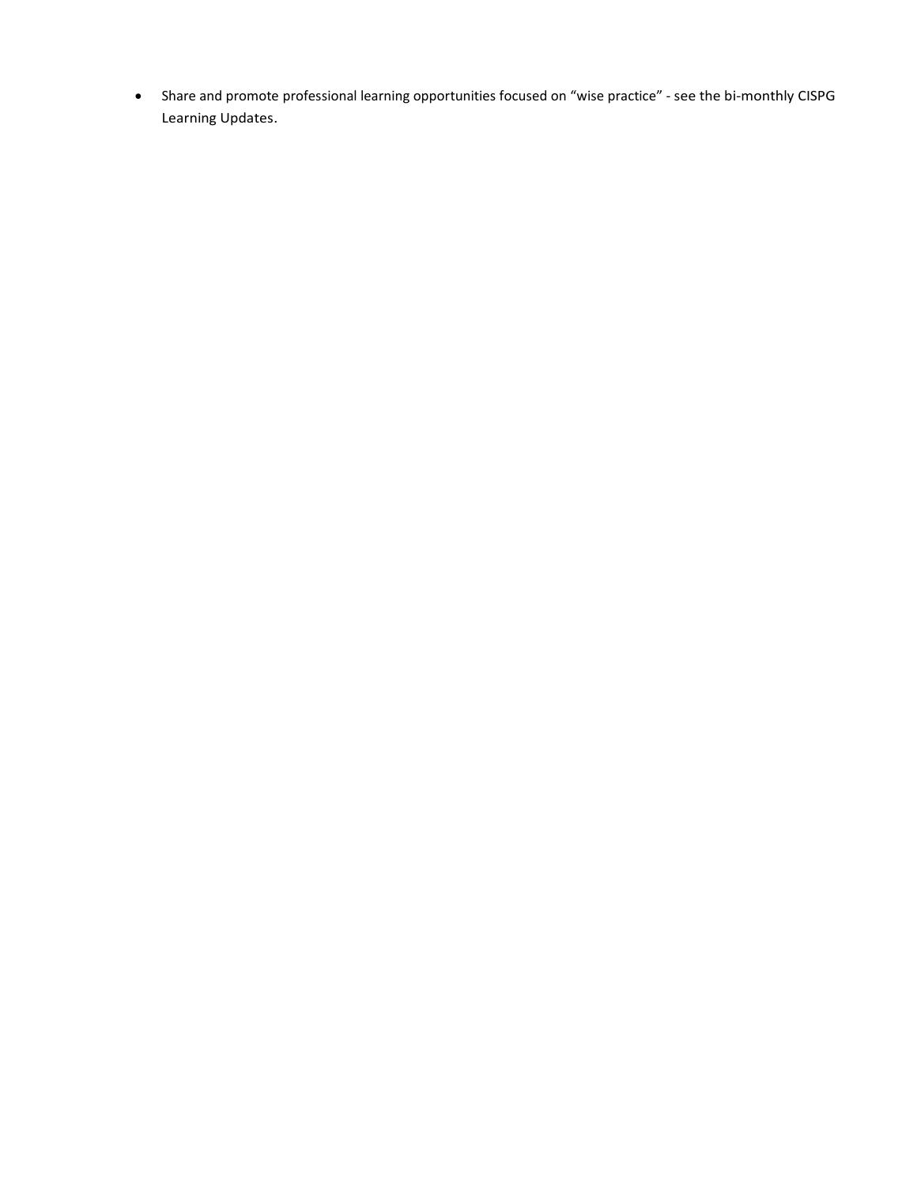- Share and promote professional learning opportunities focused on "wise practice" - see the bi-monthly CISPG Learning Updates.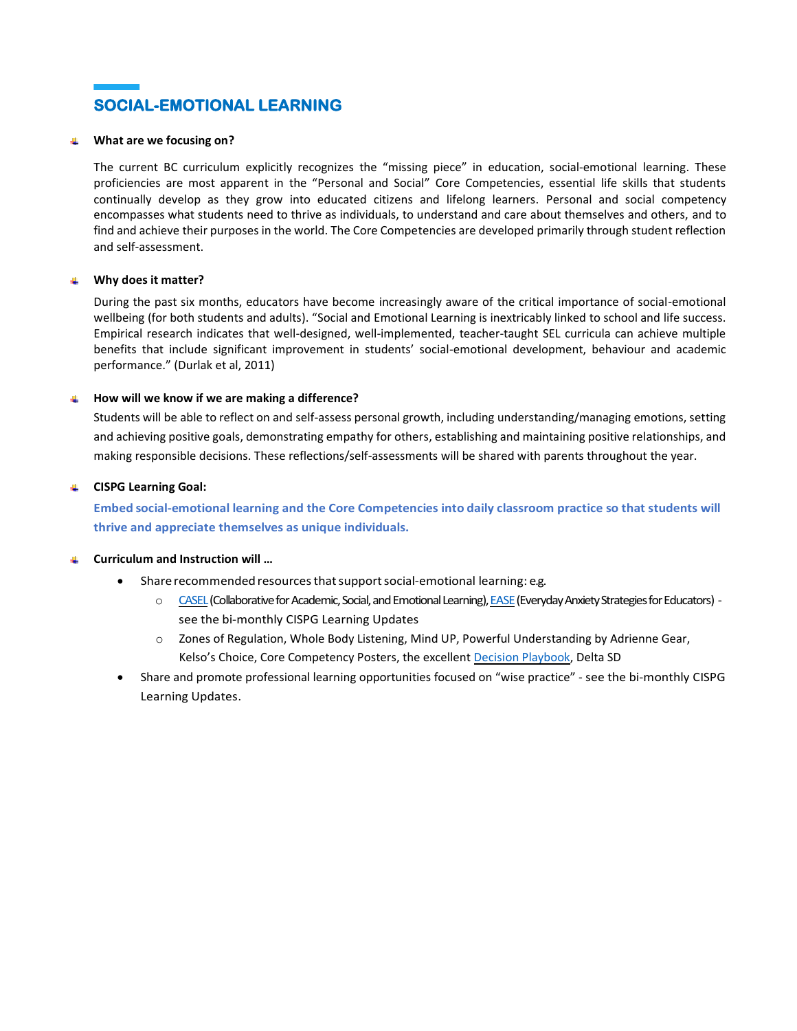## SOCIAL-EMOTIONAL LEARNING

- **What are we focusing on?**

  The current BC curriculum explicitly recognizes the "missing piece" in education, social-emotional learning. These proficiencies are most apparent in the "Personal and Social" Core Competencies, essential life skills that students continually develop as they grow into educated citizens and lifelong learners. Personal and social competency encompasses what students need to thrive as individuals, to understand and care about themselves and others, and to find and achieve their purposes in the world. The Core Competencies are developed primarily through student reflection and self-assessment.

- **Why does it matter?**

  During the past six months, educators have become increasingly aware of the critical importance of social-emotional wellbeing (for both students and adults). "Social and Emotional Learning is inextricably linked to school and life success. Empirical research indicates that well-designed, well-implemented, teacher-taught SEL curricula can achieve multiple benefits that include significant improvement in students' social-emotional development, behaviour and academic performance." (Durlak et al, 2011)

- **How will we know if we are making a difference?**

  Students will be able to reflect on and self-assess personal growth, including understanding/managing emotions, setting and achieving positive goals, demonstrating empathy for others, establishing and maintaining positive relationships, and making responsible decisions. These reflections/self-assessments will be shared with parents throughout the year.

- **CISPG Learning Goal:**

  **Embed social-emotional learning and the Core Competencies into daily classroom practice so that students will thrive and appreciate themselves as unique individuals.**

- **Curriculum and Instruction will …**
  - Share recommended resources that support social-emotional learning: e.g.
    - CASEL (Collaborative for Academic, Social, and Emotional Learning), EASE (Everyday Anxiety Strategies for Educators) - see the bi-monthly CISPG Learning Updates
    - Zones of Regulation, Whole Body Listening, Mind UP, Powerful Understanding by Adrienne Gear, Kelso's Choice, Core Competency Posters, the excellent Decision Playbook, Delta SD
  - Share and promote professional learning opportunities focused on "wise practice" - see the bi-monthly CISPG Learning Updates.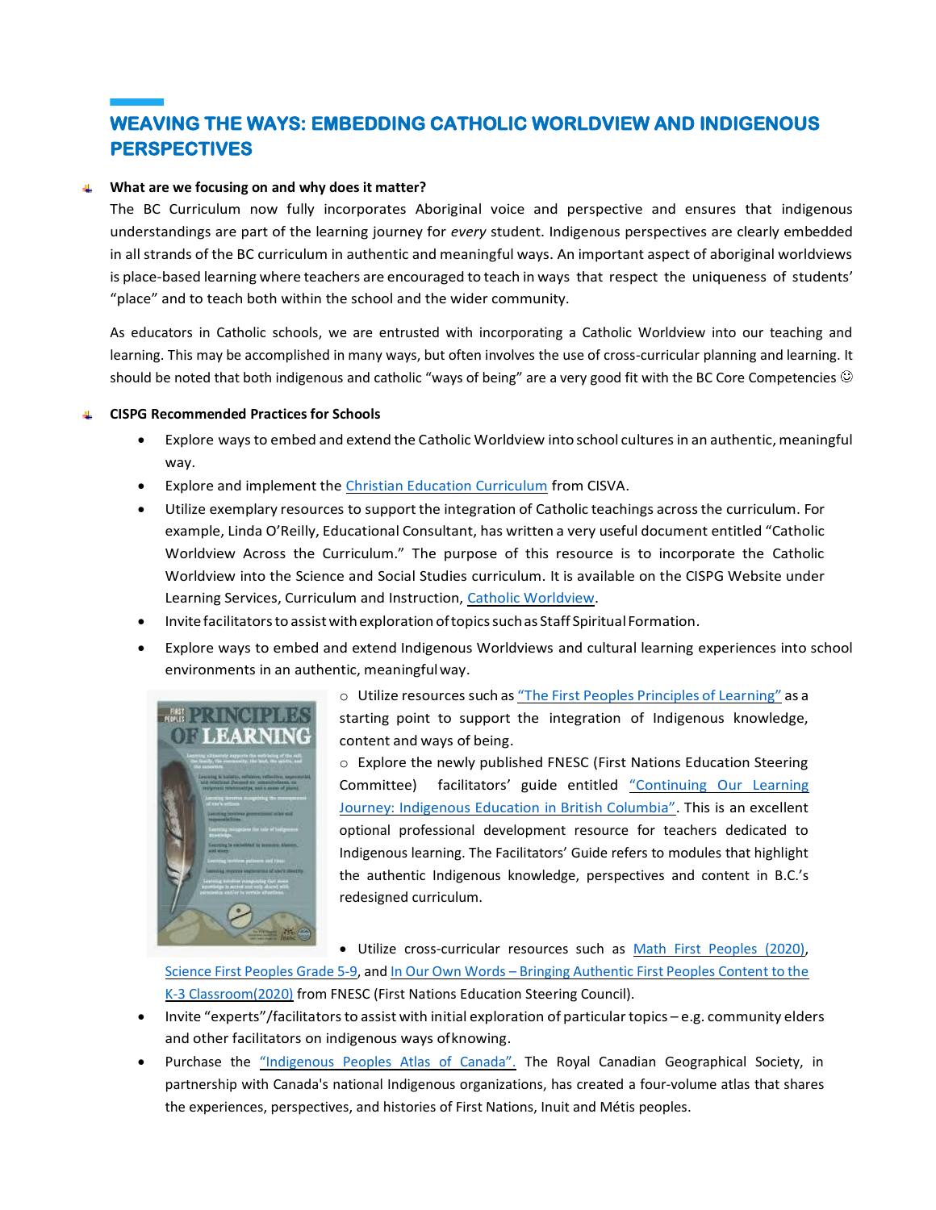## WEAVING THE WAYS: EMBEDDING CATHOLIC WORLDVIEW AND INDIGENOUS PERSPECTIVES

**What are we focusing on and why does it matter?**

The BC Curriculum now fully incorporates Aboriginal voice and perspective and ensures that indigenous understandings are part of the learning journey for *every* student. Indigenous perspectives are clearly embedded in all strands of the BC curriculum in authentic and meaningful ways. An important aspect of aboriginal worldviews is place-based learning where teachers are encouraged to teach in ways that respect the uniqueness of students' "place" and to teach both within the school and the wider community.

As educators in Catholic schools, we are entrusted with incorporating a Catholic Worldview into our teaching and learning. This may be accomplished in many ways, but often involves the use of cross-curricular planning and learning. It should be noted that both indigenous and catholic "ways of being" are a very good fit with the BC Core Competencies ☺

**CISPG Recommended Practices for Schools**

- Explore ways to embed and extend the Catholic Worldview into school cultures in an authentic, meaningful way.
- Explore and implement the Christian Education Curriculum from CISVA.
- Utilize exemplary resources to support the integration of Catholic teachings across the curriculum. For example, Linda O'Reilly, Educational Consultant, has written a very useful document entitled "Catholic Worldview Across the Curriculum." The purpose of this resource is to incorporate the Catholic Worldview into the Science and Social Studies curriculum. It is available on the CISPG Website under Learning Services, Curriculum and Instruction, Catholic Worldview.
- Invite facilitators to assist with exploration of topics such as Staff Spiritual Formation.
- Explore ways to embed and extend Indigenous Worldviews and cultural learning experiences into school environments in an authentic, meaningful way.
  - Utilize resources such as "The First Peoples Principles of Learning" as a starting point to support the integration of Indigenous knowledge, content and ways of being.
  - Explore the newly published FNESC (First Nations Education Steering Committee) facilitators' guide entitled "Continuing Our Learning Journey: Indigenous Education in British Columbia". This is an excellent optional professional development resource for teachers dedicated to Indigenous learning. The Facilitators' Guide refers to modules that highlight the authentic Indigenous knowledge, perspectives and content in B.C.'s redesigned curriculum.
  - Utilize cross-curricular resources such as Math First Peoples (2020), Science First Peoples Grade 5-9, and In Our Own Words – Bringing Authentic First Peoples Content to the K-3 Classroom(2020) from FNESC (First Nations Education Steering Council).
- Invite "experts"/facilitators to assist with initial exploration of particular topics – e.g. community elders and other facilitators on indigenous ways of knowing.
- Purchase the "Indigenous Peoples Atlas of Canada". The Royal Canadian Geographical Society, in partnership with Canada's national Indigenous organizations, has created a four-volume atlas that shares the experiences, perspectives, and histories of First Nations, Inuit and Métis peoples.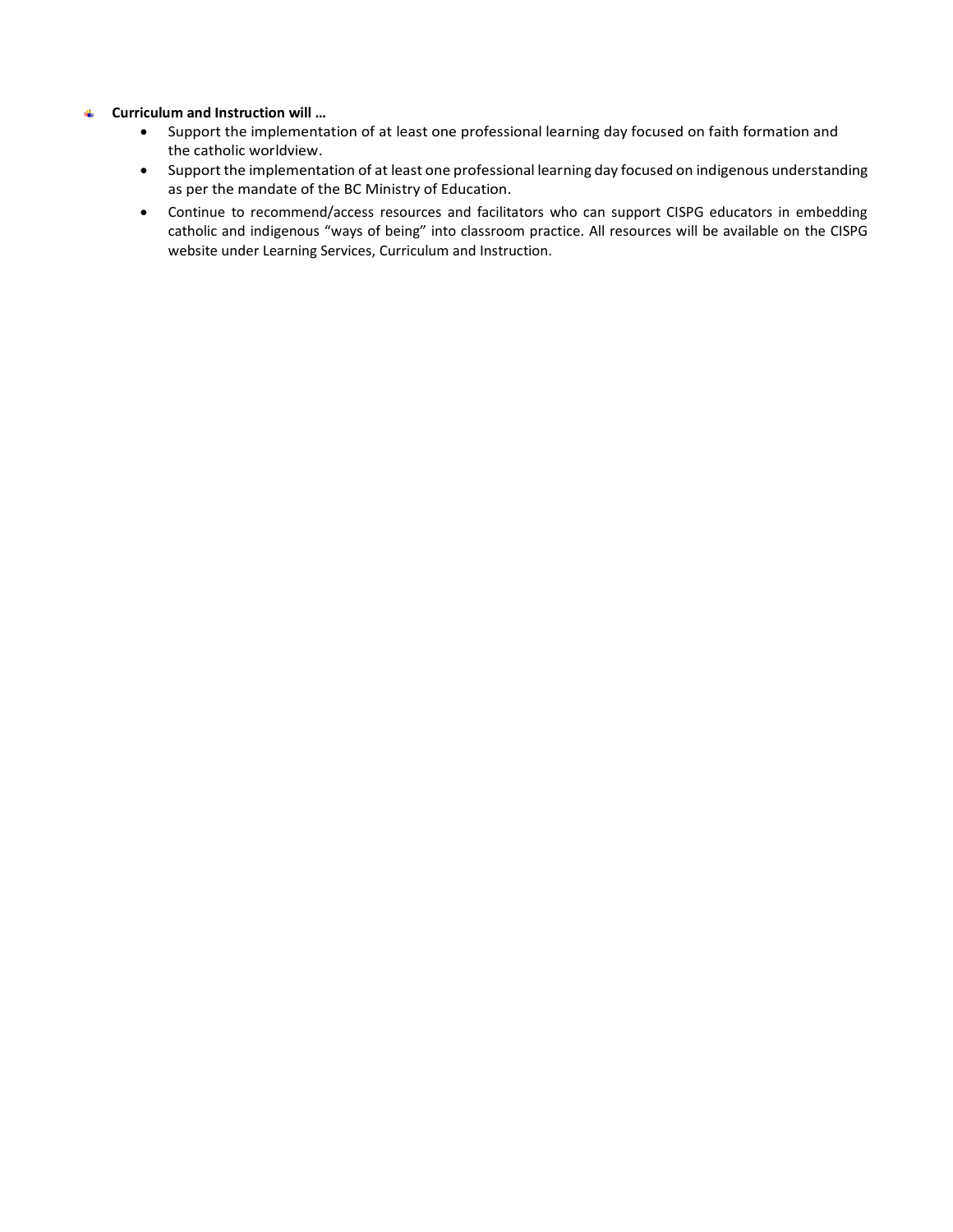- **Curriculum and Instruction will …**
  - Support the implementation of at least one professional learning day focused on faith formation and the catholic worldview.
  - Support the implementation of at least one professional learning day focused on indigenous understanding as per the mandate of the BC Ministry of Education.
  - Continue to recommend/access resources and facilitators who can support CISPG educators in embedding catholic and indigenous "ways of being" into classroom practice. All resources will be available on the CISPG website under Learning Services, Curriculum and Instruction.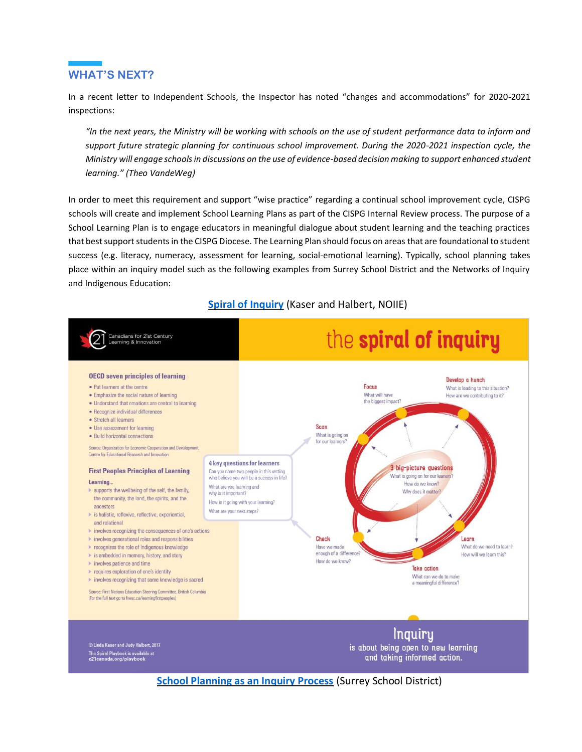## WHAT'S NEXT?

In a recent letter to Independent Schools, the Inspector has noted "changes and accommodations" for 2020-2021 inspections:

> *"In the next years, the Ministry will be working with schools on the use of student performance data to inform and support future strategic planning for continuous school improvement. During the 2020-2021 inspection cycle, the Ministry will engage schools in discussions on the use of evidence-based decision making to support enhanced student learning." (Theo VandeWeg)*

In order to meet this requirement and support "wise practice" regarding a continual school improvement cycle, CISPG schools will create and implement School Learning Plans as part of the CISPG Internal Review process. The purpose of a School Learning Plan is to engage educators in meaningful dialogue about student learning and the teaching practices that best support students in the CISPG Diocese. The Learning Plan should focus on areas that are foundational to student success (e.g. literacy, numeracy, assessment for learning, social-emotional learning). Typically, school planning takes place within an inquiry model such as the following examples from Surrey School District and the Networks of Inquiry and Indigenous Education:

**Spiral of Inquiry** (Kaser and Halbert, NOIIE)

Canadians for 21st Century Learning & Innovation

**the spiral of inquiry**

**OECD seven principles of learning**

- Put learners at the centre
- Emphasize the social nature of learning
- Understand that emotions are central to learning
- Recognize individual differences
- Stretch all learners
- Use assessment for learning
- Build horizontal connections

Source: Organization for Economic Cooperation and Development, Centre for Educational Research and Innovation

**First Peoples Principles of Learning**

Learning...

- supports the wellbeing of the self, the family, the community, the land, the spirits, and the ancestors
- is holistic, reflexive, reflective, experiential, and relational
- involves recognizing the consequences of one's actions
- involves generational roles and responsibilities
- recognizes the role of Indigenous knowledge
- is embedded in memory, history, and story
- involves patience and time
- requires exploration of one's identity
- involves recognizing that some knowledge is sacred

Source: First Nations Education Steering Committee, British Columbia (For the full text go to fnesc.ca/learningfirstpeoples)

**4 key questions for learners**

- Can you name two people in this setting who believe you will be a success in life?
- What are you learning and why is it important?
- How is it going with your learning?
- What are your next steps?

**Scan** – What is going on for our learners?

**Focus** – What will have the biggest impact?

**Develop a hunch** – What is leading to this situation? How are we contributing to it?

**Learn** – What do we need to learn? How will we learn this?

**Take action** – What can we do to make a meaningful difference?

**Check** – Have we made enough of a difference? How do we know?

**3 big-picture questions** – What is going on for our learners? How do we know? Why does it matter?

© Linda Kaser and Judy Halbert, 2017
The Spiral Playbook is available at c21canada.org/playbook

**Inquiry** is about being open to new learning and taking informed action.

**School Planning as an Inquiry Process** (Surrey School District)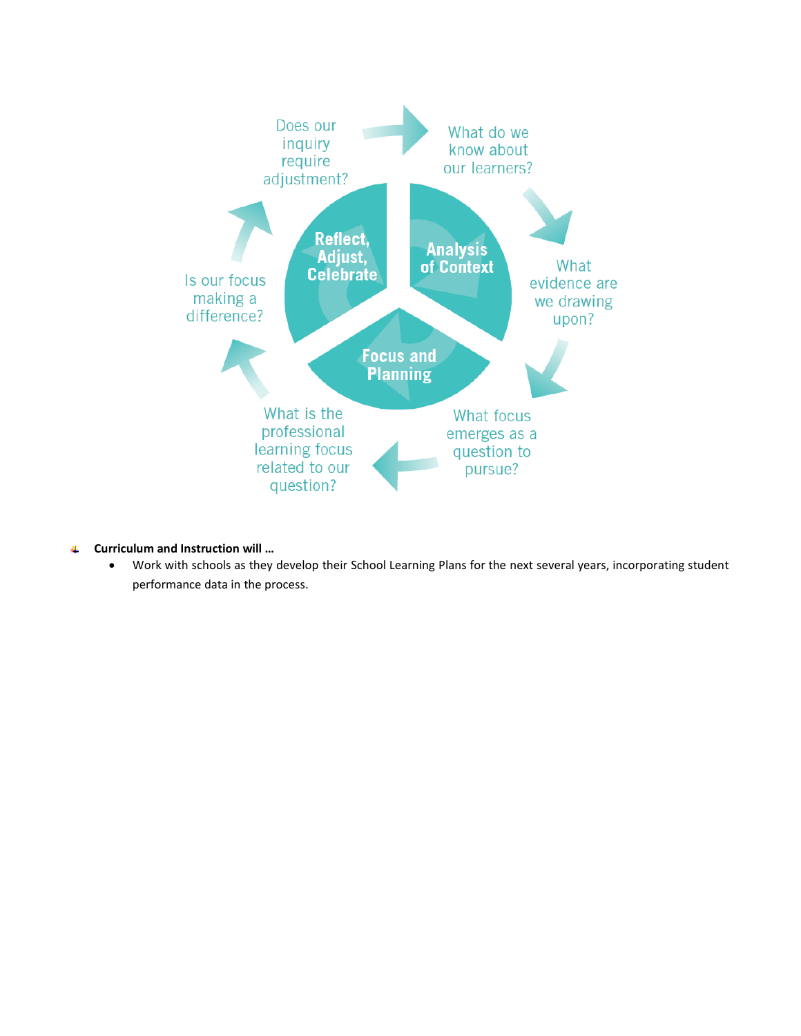Does our inquiry require adjustment?

What do we know about our learners?

Reflect, Adjust, Celebrate

Analysis of Context

What evidence are we drawing upon?

Is our focus making a difference?

Focus and Planning

What focus emerges as a question to pursue?

What is the professional learning focus related to our question?

**Curriculum and Instruction will …**

- Work with schools as they develop their School Learning Plans for the next several years, incorporating student performance data in the process.